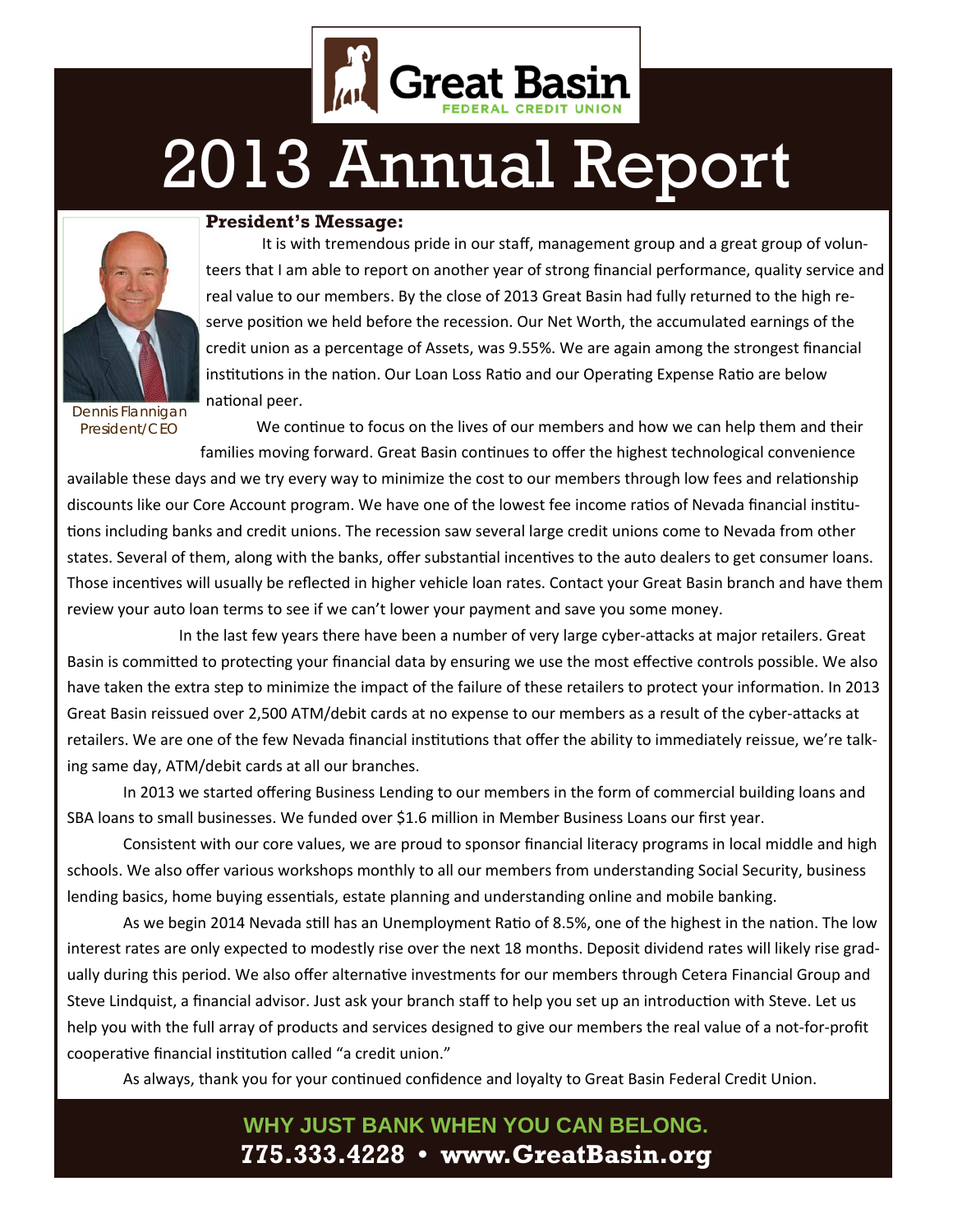Great Basin FEDERAL CREDIT UNION

# 2013 Annual Report

**President's Message:**

Dennis Flannigan
President/CEO

It is with tremendous pride in our staff, management group and a great group of volunteers that I am able to report on another year of strong financial performance, quality service and real value to our members. By the close of 2013 Great Basin had fully returned to the high reserve position we held before the recession. Our Net Worth, the accumulated earnings of the credit union as a percentage of Assets, was 9.55%. We are again among the strongest financial institutions in the nation. Our Loan Loss Ratio and our Operating Expense Ratio are below national peer.

We continue to focus on the lives of our members and how we can help them and their families moving forward. Great Basin continues to offer the highest technological convenience available these days and we try every way to minimize the cost to our members through low fees and relationship discounts like our Core Account program. We have one of the lowest fee income ratios of Nevada financial institutions including banks and credit unions. The recession saw several large credit unions come to Nevada from other states. Several of them, along with the banks, offer substantial incentives to the auto dealers to get consumer loans. Those incentives will usually be reflected in higher vehicle loan rates. Contact your Great Basin branch and have them review your auto loan terms to see if we can't lower your payment and save you some money.

In the last few years there have been a number of very large cyber-attacks at major retailers. Great Basin is committed to protecting your financial data by ensuring we use the most effective controls possible. We also have taken the extra step to minimize the impact of the failure of these retailers to protect your information. In 2013 Great Basin reissued over 2,500 ATM/debit cards at no expense to our members as a result of the cyber-attacks at retailers. We are one of the few Nevada financial institutions that offer the ability to immediately reissue, we're talking same day, ATM/debit cards at all our branches.

In 2013 we started offering Business Lending to our members in the form of commercial building loans and SBA loans to small businesses. We funded over $1.6 million in Member Business Loans our first year.

Consistent with our core values, we are proud to sponsor financial literacy programs in local middle and high schools. We also offer various workshops monthly to all our members from understanding Social Security, business lending basics, home buying essentials, estate planning and understanding online and mobile banking.

As we begin 2014 Nevada still has an Unemployment Ratio of 8.5%, one of the highest in the nation. The low interest rates are only expected to modestly rise over the next 18 months. Deposit dividend rates will likely rise gradually during this period. We also offer alternative investments for our members through Cetera Financial Group and Steve Lindquist, a financial advisor. Just ask your branch staff to help you set up an introduction with Steve. Let us help you with the full array of products and services designed to give our members the real value of a not-for-profit cooperative financial institution called "a credit union."

As always, thank you for your continued confidence and loyalty to Great Basin Federal Credit Union.

**WHY JUST BANK WHEN YOU CAN BELONG.**
**775.333.4228 • www.GreatBasin.org**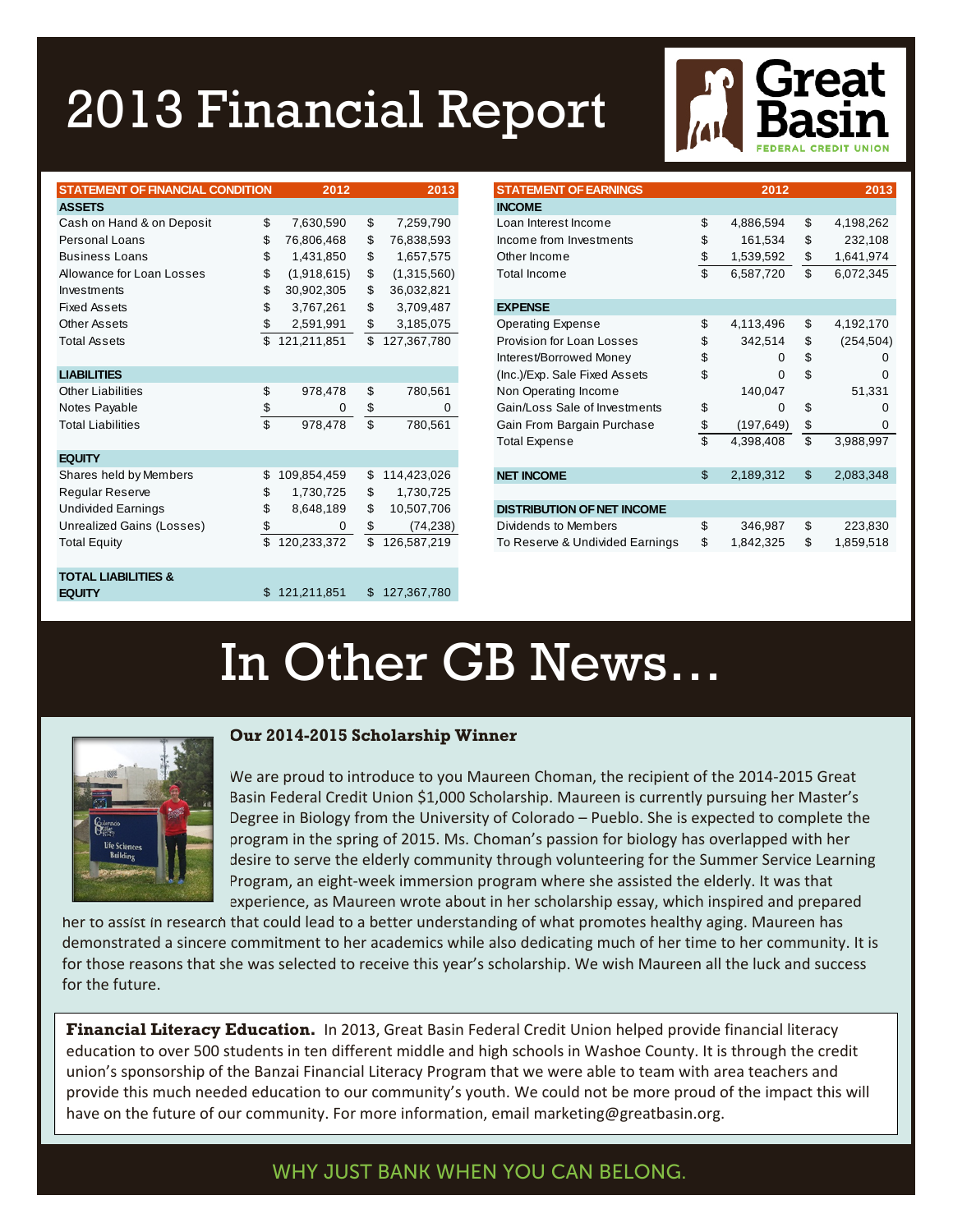# 2013 Financial Report

Great Basin FEDERAL CREDIT UNION

| STATEMENT OF FINANCIAL CONDITION | 2012 | 2013 |
|---|---|---|
| **ASSETS** | | |
| Cash on Hand & on Deposit | $ 7,630,590 | $ 7,259,790 |
| Personal Loans | $ 76,806,468 | $ 76,838,593 |
| Business Loans | $ 1,431,850 | $ 1,657,575 |
| Allowance for Loan Losses | $ (1,918,615) | $ (1,315,560) |
| Investments | $ 30,902,305 | $ 36,032,821 |
| Fixed Assets | $ 3,767,261 | $ 3,709,487 |
| Other Assets | $ 2,591,991 | $ 3,185,075 |
| Total Assets | $ 121,211,851 | $ 127,367,780 |
| **LIABILITIES** | | |
| Other Liabilities | $ 978,478 | $ 780,561 |
| Notes Payable | $ 0 | $ 0 |
| Total Liabilities | $ 978,478 | $ 780,561 |
| **EQUITY** | | |
| Shares held by Members | $ 109,854,459 | $ 114,423,026 |
| Regular Reserve | $ 1,730,725 | $ 1,730,725 |
| Undivided Earnings | $ 8,648,189 | $ 10,507,706 |
| Unrealized Gains (Losses) | $ 0 | $ (74,238) |
| Total Equity | $ 120,233,372 | $ 126,587,219 |
| **TOTAL LIABILITIES & EQUITY** | $ 121,211,851 | $ 127,367,780 |

| STATEMENT OF EARNINGS | 2012 | 2013 |
|---|---|---|
| **INCOME** | | |
| Loan Interest Income | $ 4,886,594 | $ 4,198,262 |
| Income from Investments | $ 161,534 | $ 232,108 |
| Other Income | $ 1,539,592 | $ 1,641,974 |
| Total Income | $ 6,587,720 | $ 6,072,345 |
| **EXPENSE** | | |
| Operating Expense | $ 4,113,496 | $ 4,192,170 |
| Provision for Loan Losses | $ 342,514 | $ (254,504) |
| Interest/Borrowed Money | $ 0 | $ 0 |
| (Inc.)/Exp. Sale Fixed Assets | $ 0 | $ 0 |
| Non Operating Income | 140,047 | 51,331 |
| Gain/Loss Sale of Investments | $ 0 | $ 0 |
| Gain From Bargain Purchase | $ (197,649) | $ 0 |
| Total Expense | $ 4,398,408 | $ 3,988,997 |
| **NET INCOME** | $ 2,189,312 | $ 2,083,348 |
| **DISTRIBUTION OF NET INCOME** | | |
| Dividends to Members | $ 346,987 | $ 223,830 |
| To Reserve & Undivided Earnings | $ 1,842,325 | $ 1,859,518 |

# In Other GB News…

### Our 2014-2015 Scholarship Winner

We are proud to introduce to you Maureen Choman, the recipient of the 2014-2015 Great Basin Federal Credit Union $1,000 Scholarship. Maureen is currently pursuing her Master's Degree in Biology from the University of Colorado – Pueblo. She is expected to complete the program in the spring of 2015. Ms. Choman's passion for biology has overlapped with her desire to serve the elderly community through volunteering for the Summer Service Learning Program, an eight-week immersion program where she assisted the elderly. It was that experience, as Maureen wrote about in her scholarship essay, which inspired and prepared her to assist in research that could lead to a better understanding of what promotes healthy aging. Maureen has demonstrated a sincere commitment to her academics while also dedicating much of her time to her community. It is for those reasons that she was selected to receive this year's scholarship. We wish Maureen all the luck and success for the future.

**Financial Literacy Education.** In 2013, Great Basin Federal Credit Union helped provide financial literacy education to over 500 students in ten different middle and high schools in Washoe County. It is through the credit union's sponsorship of the Banzai Financial Literacy Program that we were able to team with area teachers and provide this much needed education to our community's youth. We could not be more proud of the impact this will have on the future of our community. For more information, email marketing@greatbasin.org.

WHY JUST BANK WHEN YOU CAN BELONG.